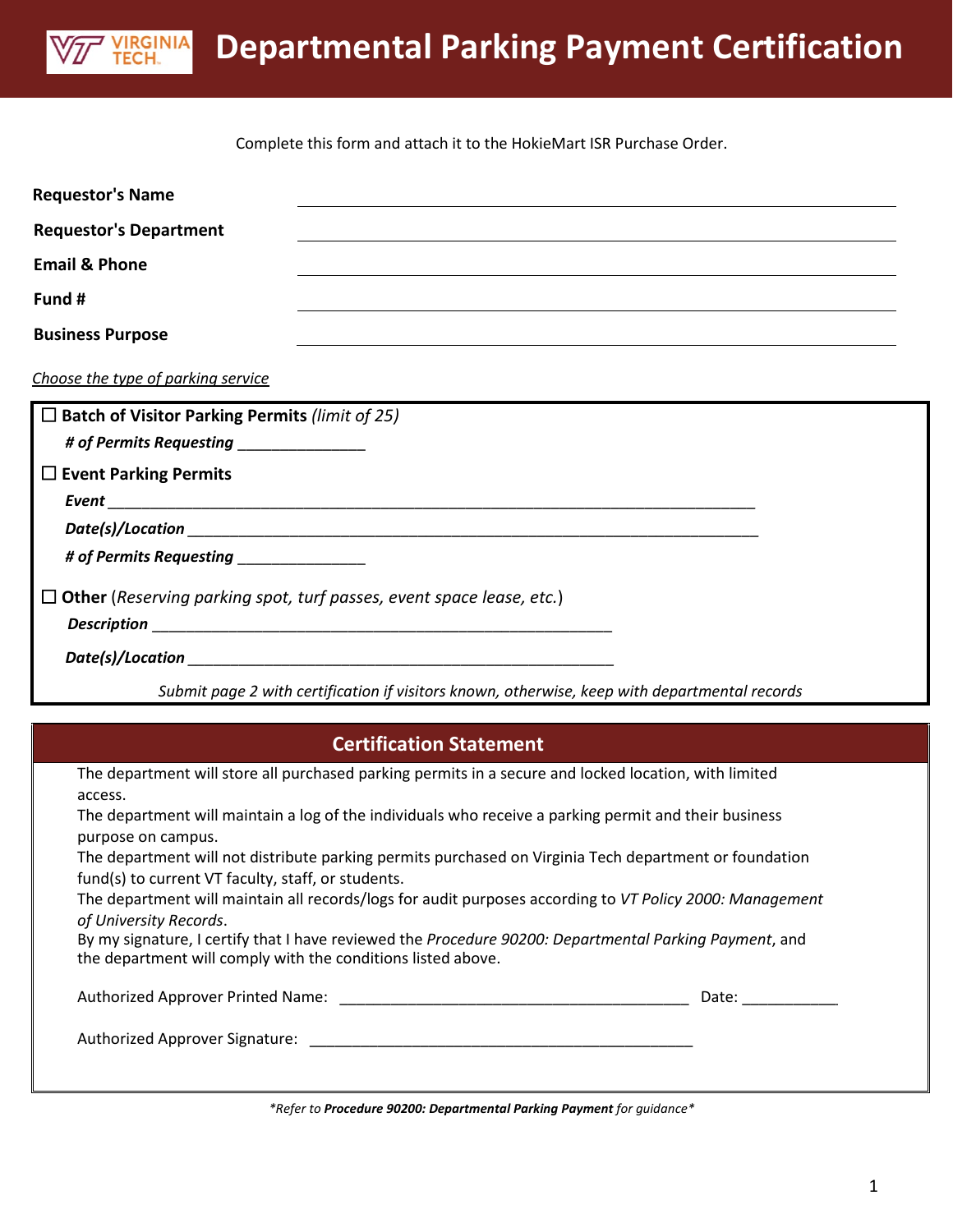# Departmental Parking Payment Certification

Complete this form and attach it to the HokieMart ISR Purchase Order.

**Requestor's Name** ______________________________

**Requestor's Department** ______________________________

**Email & Phone** ______________________________

**Fund #** ______________________________

**Business Purpose** ______________________________

*Choose the type of parking service*

☐ **Batch of Visitor Parking Permits** *(limit of 25)*

***# of Permits Requesting*** _______________

☐ **Event Parking Permits**

***Event*** ______________________________

***Date(s)/Location*** ______________________________

***# of Permits Requesting*** _______________

☐ **Other** (*Reserving parking spot, turf passes, event space lease, etc.*)

***Description*** ______________________________

***Date(s)/Location*** ______________________________

*Submit page 2 with certification if visitors known, otherwise, keep with departmental records*

## Certification Statement

The department will store all purchased parking permits in a secure and locked location, with limited access.

The department will maintain a log of the individuals who receive a parking permit and their business purpose on campus.

The department will not distribute parking permits purchased on Virginia Tech department or foundation fund(s) to current VT faculty, staff, or students.

The department will maintain all records/logs for audit purposes according to *VT Policy 2000: Management of University Records*.

By my signature, I certify that I have reviewed the *Procedure 90200: Departmental Parking Payment*, and the department will comply with the conditions listed above.

Authorized Approver Printed Name: ______________________________ Date: ___________

Authorized Approver Signature: ______________________________

**Refer to* ***Procedure 90200: Departmental Parking Payment*** *for guidance**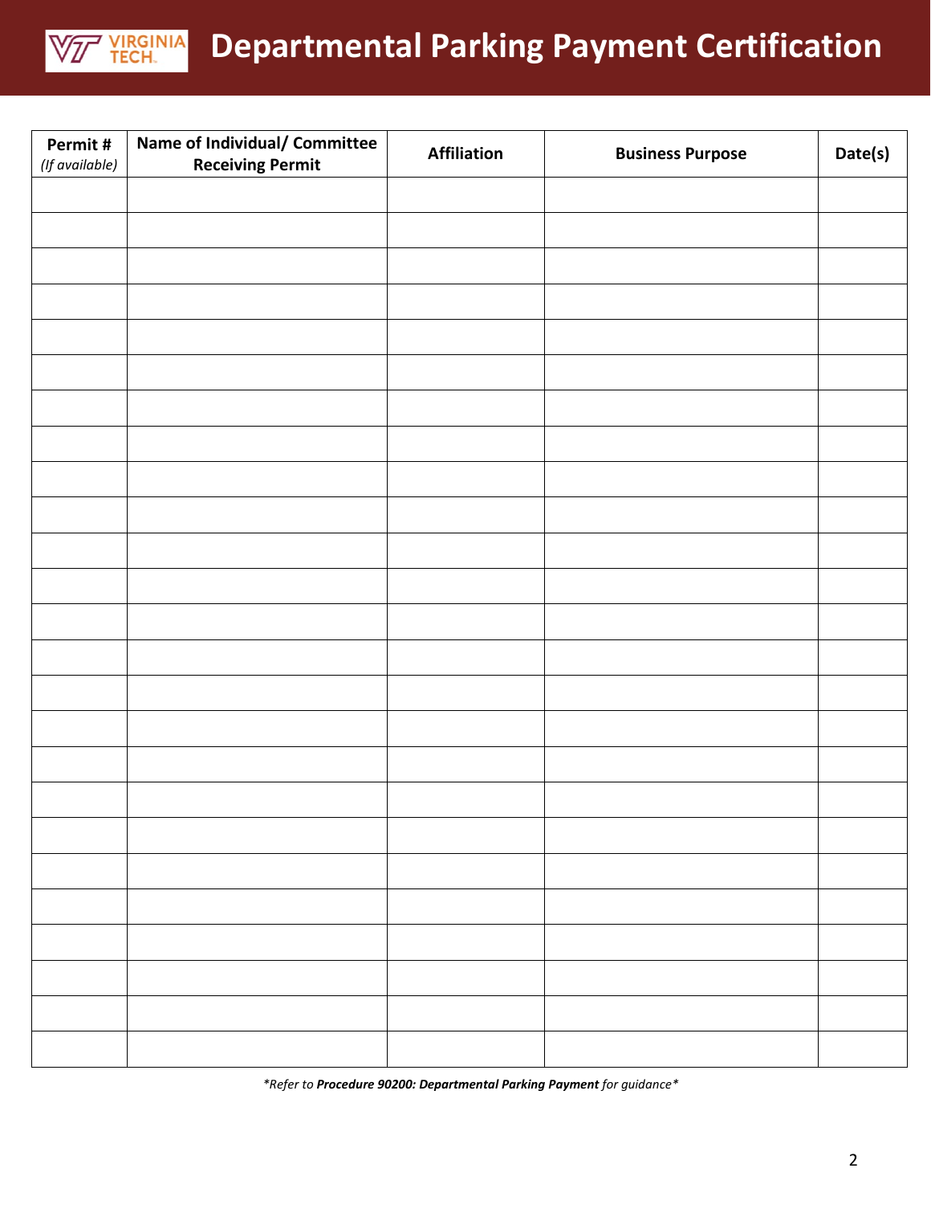# Departmental Parking Payment Certification

| Permit # *(If available)* | Name of Individual/ Committee Receiving Permit | Affiliation | Business Purpose | Date(s) |
|---|---|---|---|---|
| | | | | |
| | | | | |
| | | | | |
| | | | | |
| | | | | |
| | | | | |
| | | | | |
| | | | | |
| | | | | |
| | | | | |
| | | | | |
| | | | | |
| | | | | |
| | | | | |
| | | | | |
| | | | | |
| | | | | |
| | | | | |
| | | | | |
| | | | | |
| | | | | |
| | | | | |
| | | | | |
| | | | | |
| | | | | |

**Refer to* ***Procedure 90200: Departmental Parking Payment*** *for guidance**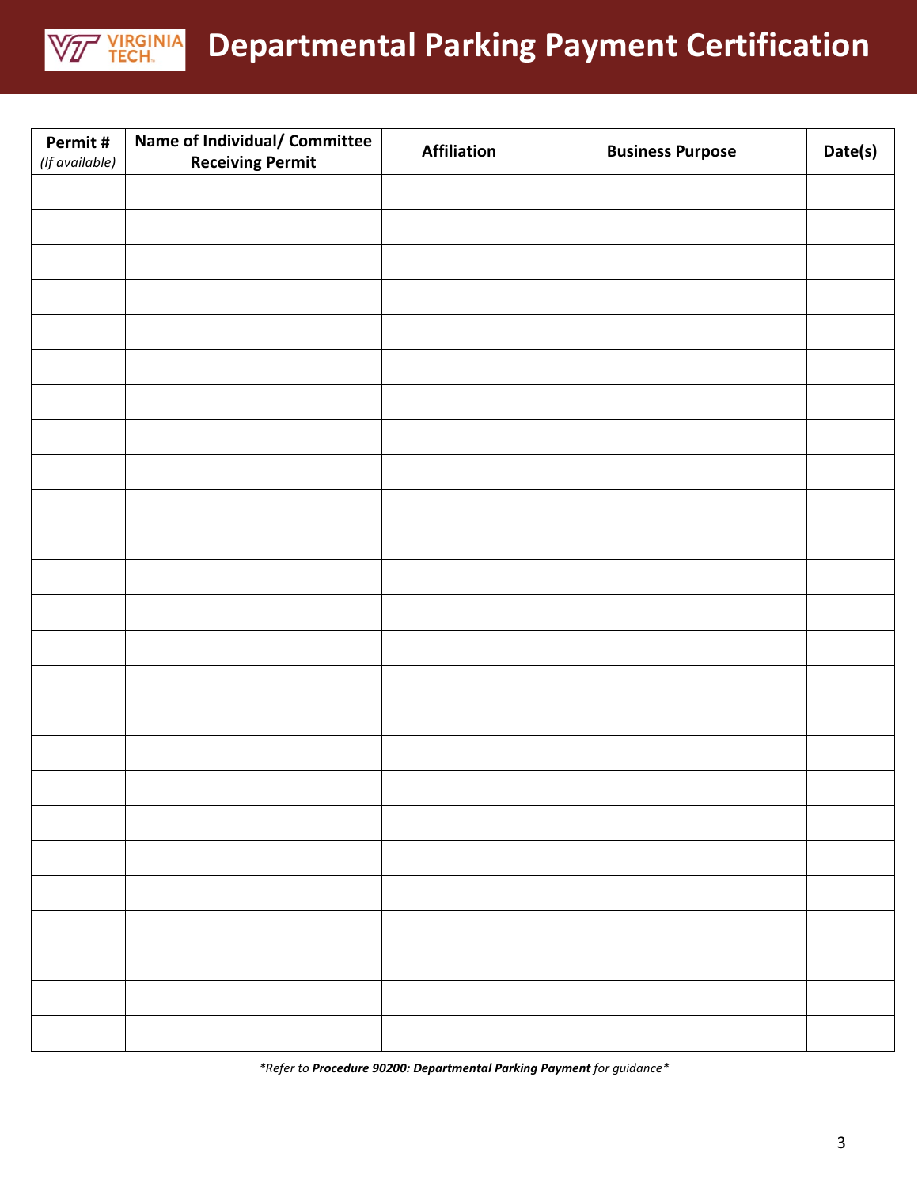# Departmental Parking Payment Certification

| Permit # *(If available)* | Name of Individual/ Committee Receiving Permit | Affiliation | Business Purpose | Date(s) |
|---|---|---|---|---|
| | | | | |
| | | | | |
| | | | | |
| | | | | |
| | | | | |
| | | | | |
| | | | | |
| | | | | |
| | | | | |
| | | | | |
| | | | | |
| | | | | |
| | | | | |
| | | | | |
| | | | | |
| | | | | |
| | | | | |
| | | | | |
| | | | | |
| | | | | |
| | | | | |
| | | | | |
| | | | | |
| | | | | |
| | | | | |

*\*Refer to **Procedure 90200: Departmental Parking Payment** for guidance\**